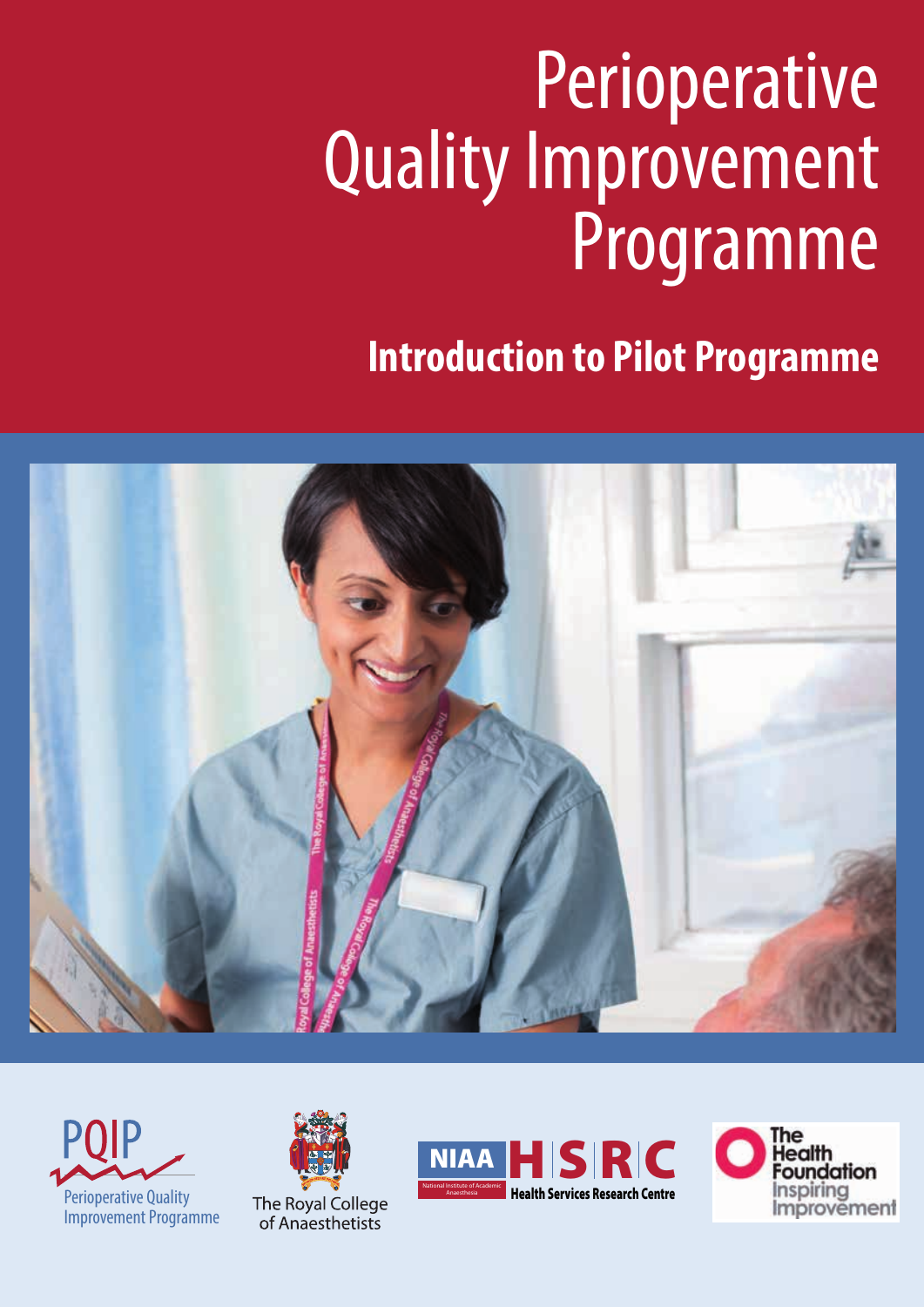# Perioperative Quality Improvement Programme

## Introduction to Pilot Programme

PQIP
Perioperative Quality Improvement Programme

The Royal College of Anaesthetists

NIAA National Institute of Academic Anaesthesia HSRC Health Services Research Centre

The Health Foundation Inspiring Improvement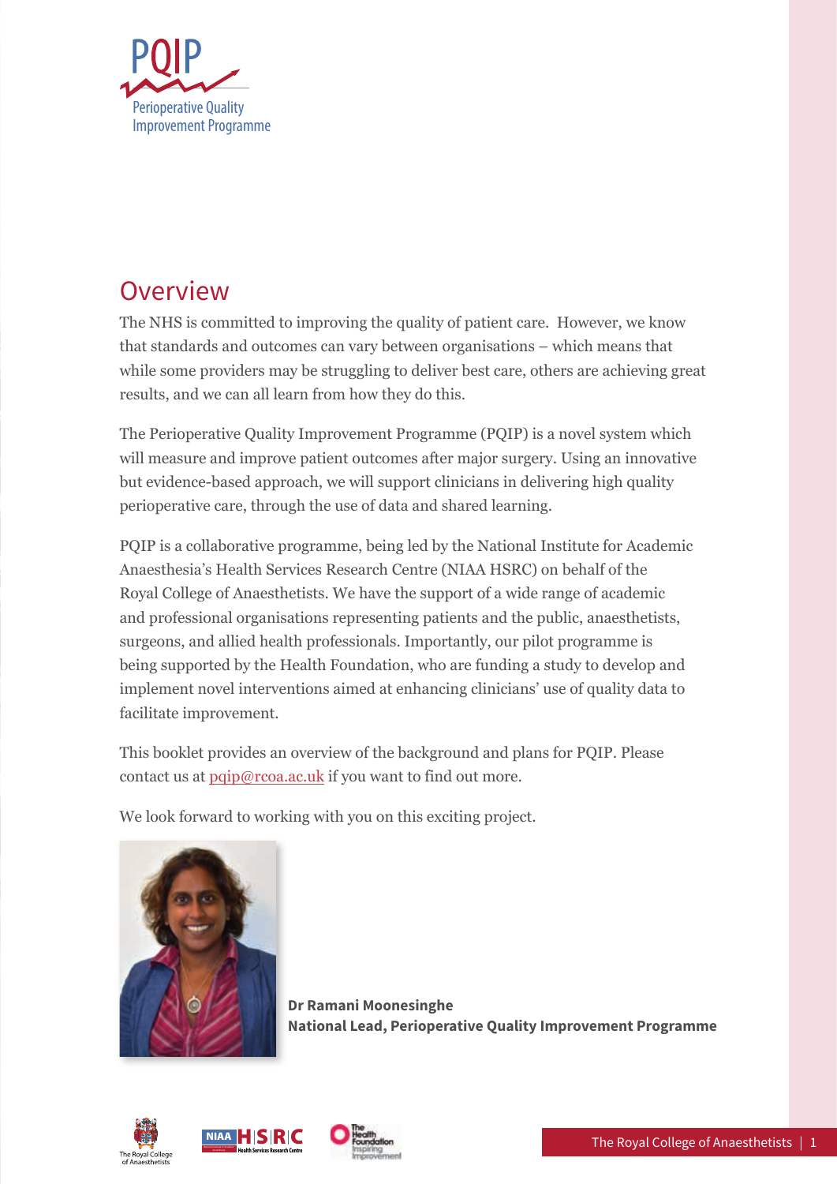# Overview

The NHS is committed to improving the quality of patient care. However, we know that standards and outcomes can vary between organisations – which means that while some providers may be struggling to deliver best care, others are achieving great results, and we can all learn from how they do this.

The Perioperative Quality Improvement Programme (PQIP) is a novel system which will measure and improve patient outcomes after major surgery. Using an innovative but evidence-based approach, we will support clinicians in delivering high quality perioperative care, through the use of data and shared learning.

PQIP is a collaborative programme, being led by the National Institute for Academic Anaesthesia's Health Services Research Centre (NIAA HSRC) on behalf of the Royal College of Anaesthetists. We have the support of a wide range of academic and professional organisations representing patients and the public, anaesthetists, surgeons, and allied health professionals. Importantly, our pilot programme is being supported by the Health Foundation, who are funding a study to develop and implement novel interventions aimed at enhancing clinicians' use of quality data to facilitate improvement.

This booklet provides an overview of the background and plans for PQIP. Please contact us at pqip@rcoa.ac.uk if you want to find out more.

We look forward to working with you on this exciting project.

**Dr Ramani Moonesinghe**
**National Lead, Perioperative Quality Improvement Programme**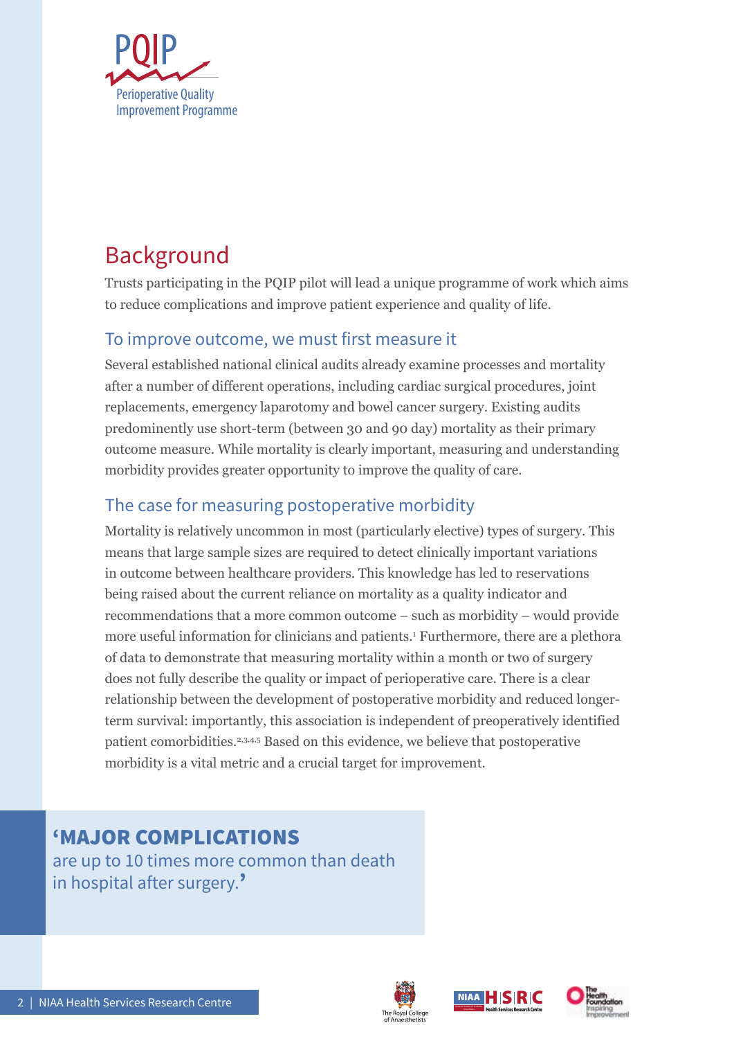## Background

Trusts participating in the PQIP pilot will lead a unique programme of work which aims to reduce complications and improve patient experience and quality of life.

### To improve outcome, we must first measure it

Several established national clinical audits already examine processes and mortality after a number of different operations, including cardiac surgical procedures, joint replacements, emergency laparotomy and bowel cancer surgery. Existing audits predominantly use short-term (between 30 and 90 day) mortality as their primary outcome measure. While mortality is clearly important, measuring and understanding morbidity provides greater opportunity to improve the quality of care.

### The case for measuring postoperative morbidity

Mortality is relatively uncommon in most (particularly elective) types of surgery. This means that large sample sizes are required to detect clinically important variations in outcome between healthcare providers. This knowledge has led to reservations being raised about the current reliance on mortality as a quality indicator and recommendations that a more common outcome – such as morbidity – would provide more useful information for clinicians and patients.[1] Furthermore, there are a plethora of data to demonstrate that measuring mortality within a month or two of surgery does not fully describe the quality or impact of perioperative care. There is a clear relationship between the development of postoperative morbidity and reduced longer-term survival: importantly, this association is independent of preoperatively identified patient comorbidities.[2,3,4,5] Based on this evidence, we believe that postoperative morbidity is a vital metric and a crucial target for improvement.

> **'MAJOR COMPLICATIONS** are up to 10 times more common than death in hospital after surgery.'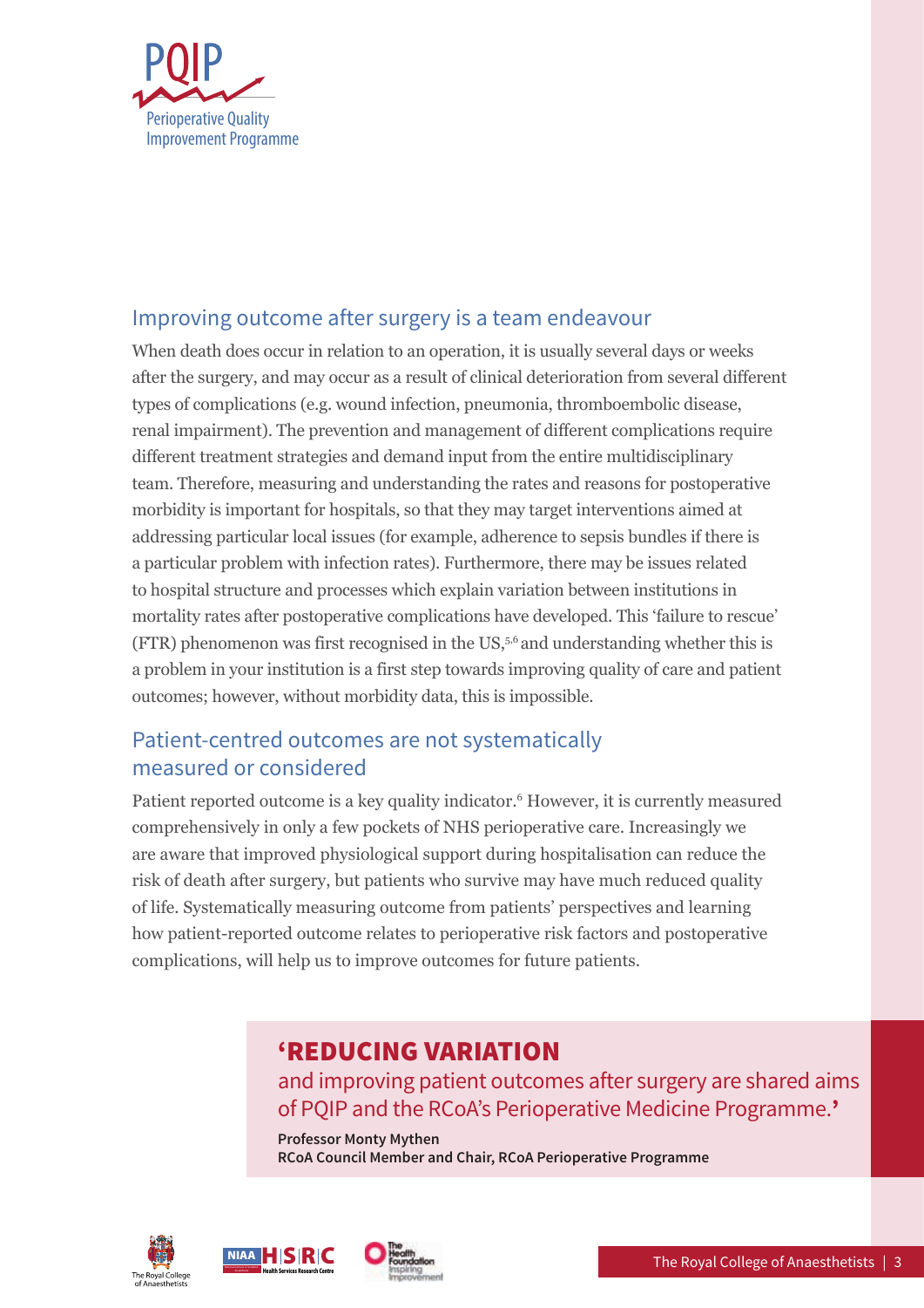## Improving outcome after surgery is a team endeavour

When death does occur in relation to an operation, it is usually several days or weeks after the surgery, and may occur as a result of clinical deterioration from several different types of complications (e.g. wound infection, pneumonia, thromboembolic disease, renal impairment). The prevention and management of different complications require different treatment strategies and demand input from the entire multidisciplinary team. Therefore, measuring and understanding the rates and reasons for postoperative morbidity is important for hospitals, so that they may target interventions aimed at addressing particular local issues (for example, adherence to sepsis bundles if there is a particular problem with infection rates). Furthermore, there may be issues related to hospital structure and processes which explain variation between institutions in mortality rates after postoperative complications have developed. This 'failure to rescue' (FTR) phenomenon was first recognised in the US,[5,6] and understanding whether this is a problem in your institution is a first step towards improving quality of care and patient outcomes; however, without morbidity data, this is impossible.

## Patient-centred outcomes are not systematically measured or considered

Patient reported outcome is a key quality indicator.[6] However, it is currently measured comprehensively in only a few pockets of NHS perioperative care. Increasingly we are aware that improved physiological support during hospitalisation can reduce the risk of death after surgery, but patients who survive may have much reduced quality of life. Systematically measuring outcome from patients' perspectives and learning how patient-reported outcome relates to perioperative risk factors and postoperative complications, will help us to improve outcomes for future patients.

> **'REDUCING VARIATION** and improving patient outcomes after surgery are shared aims of PQIP and the RCoA's Perioperative Medicine Programme.'
>
> **Professor Monty Mythen**
> **RCoA Council Member and Chair, RCoA Perioperative Programme**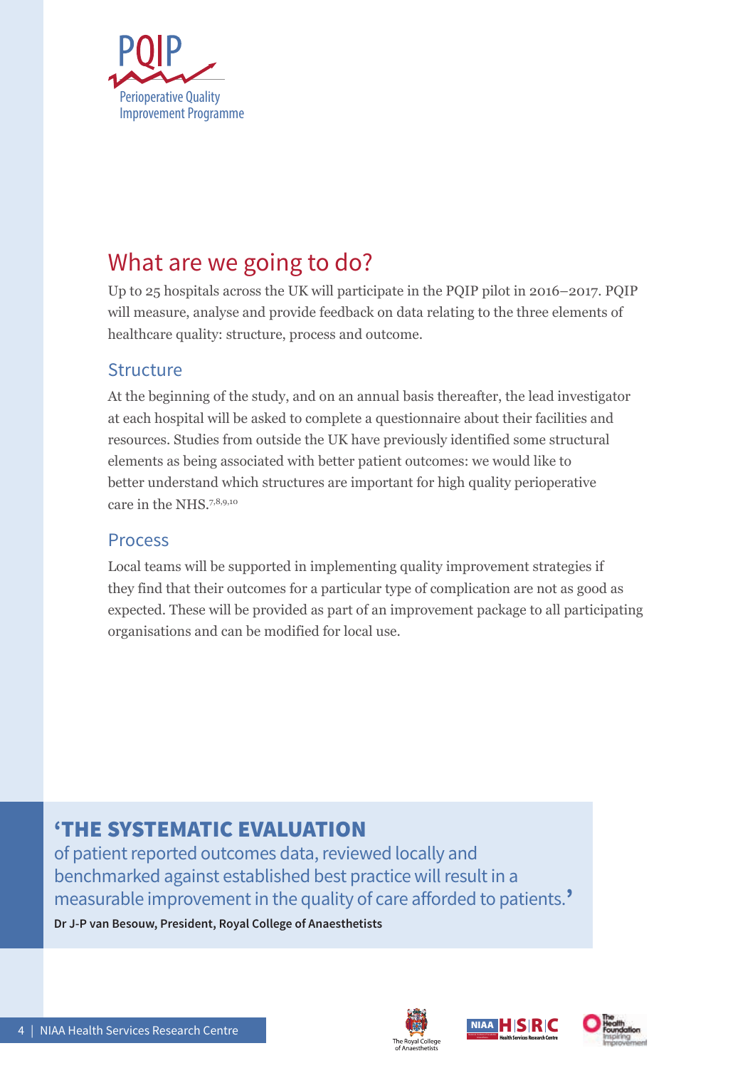PQIP

Perioperative Quality Improvement Programme

## What are we going to do?

Up to 25 hospitals across the UK will participate in the PQIP pilot in 2016–2017. PQIP will measure, analyse and provide feedback on data relating to the three elements of healthcare quality: structure, process and outcome.

### Structure

At the beginning of the study, and on an annual basis thereafter, the lead investigator at each hospital will be asked to complete a questionnaire about their facilities and resources. Studies from outside the UK have previously identified some structural elements as being associated with better patient outcomes: we would like to better understand which structures are important for high quality perioperative care in the NHS.[7,8,9,10]

### Process

Local teams will be supported in implementing quality improvement strategies if they find that their outcomes for a particular type of complication are not as good as expected. These will be provided as part of an improvement package to all participating organisations and can be modified for local use.

> **'THE SYSTEMATIC EVALUATION** of patient reported outcomes data, reviewed locally and benchmarked against established best practice will result in a measurable improvement in the quality of care afforded to patients.'
>
> **Dr J-P van Besouw, President, Royal College of Anaesthetists**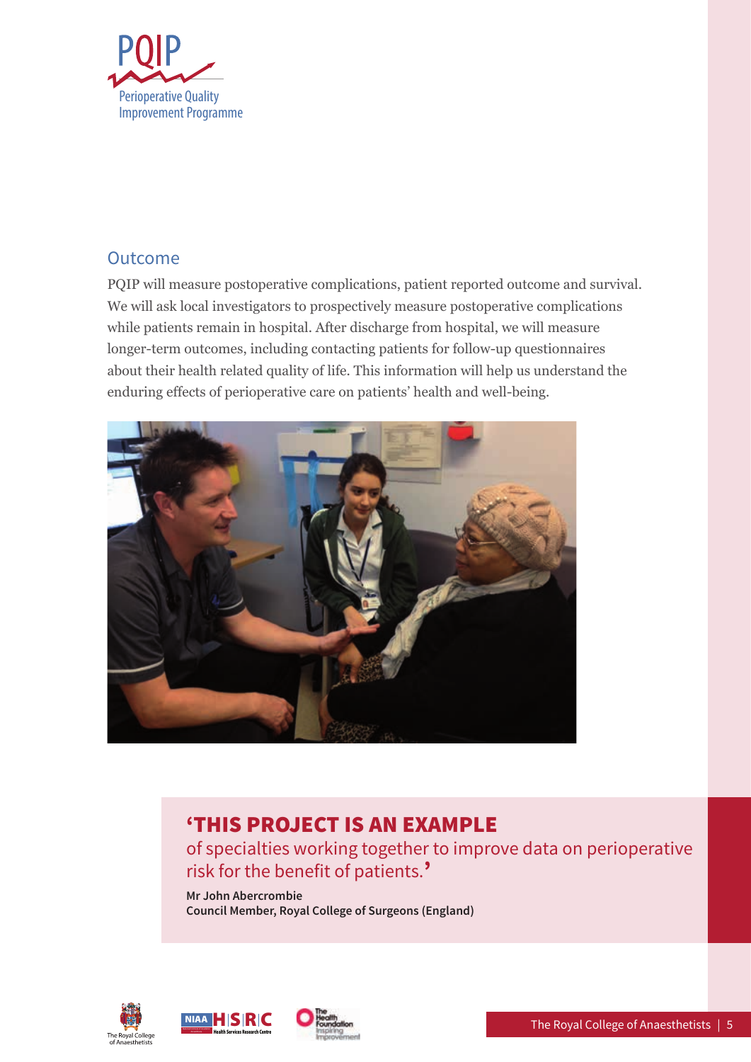## Outcome

PQIP will measure postoperative complications, patient reported outcome and survival. We will ask local investigators to prospectively measure postoperative complications while patients remain in hospital. After discharge from hospital, we will measure longer-term outcomes, including contacting patients for follow-up questionnaires about their health related quality of life. This information will help us understand the enduring effects of perioperative care on patients' health and well-being.

> **'THIS PROJECT IS AN EXAMPLE** of specialties working together to improve data on perioperative risk for the benefit of patients.'
>
> **Mr John Abercrombie**
> **Council Member, Royal College of Surgeons (England)**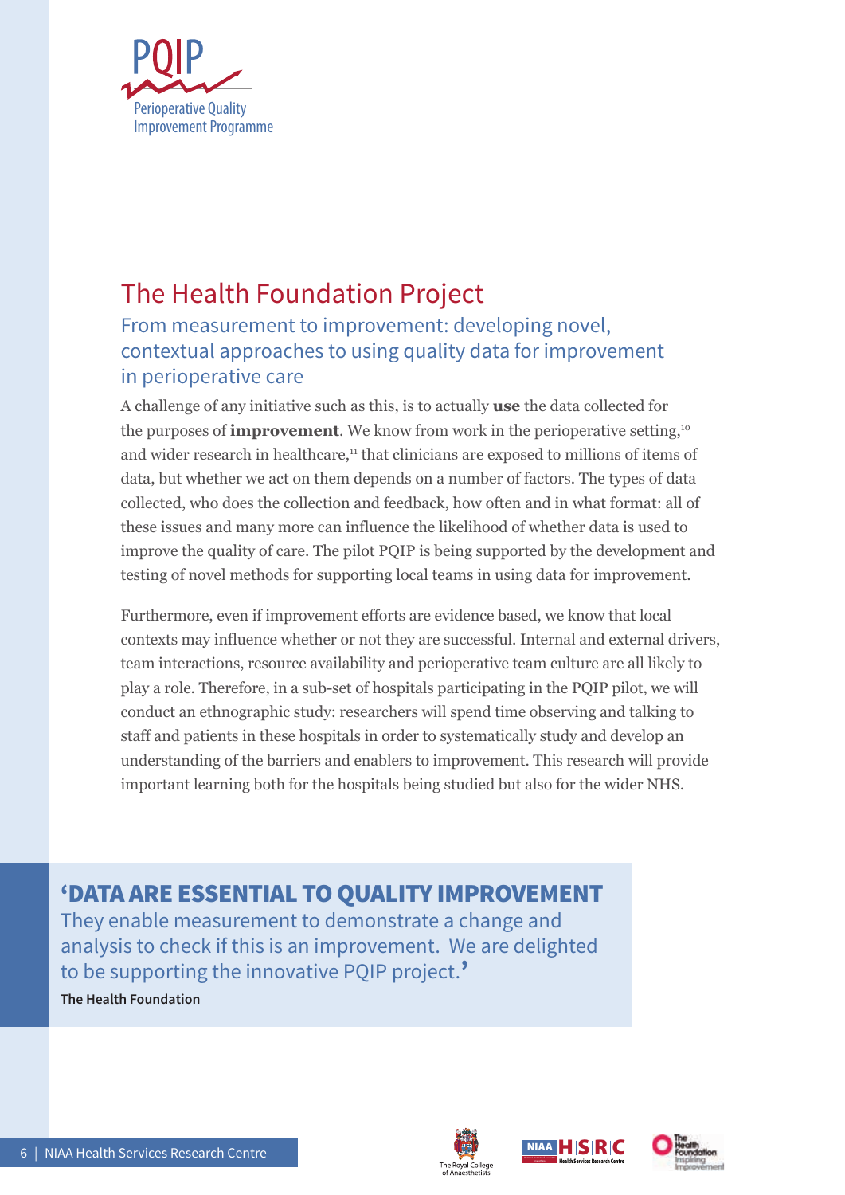# The Health Foundation Project

## From measurement to improvement: developing novel, contextual approaches to using quality data for improvement in perioperative care

A challenge of any initiative such as this, is to actually **use** the data collected for the purposes of **improvement**. We know from work in the perioperative setting,[10] and wider research in healthcare,[11] that clinicians are exposed to millions of items of data, but whether we act on them depends on a number of factors. The types of data collected, who does the collection and feedback, how often and in what format: all of these issues and many more can influence the likelihood of whether data is used to improve the quality of care. The pilot PQIP is being supported by the development and testing of novel methods for supporting local teams in using data for improvement.

Furthermore, even if improvement efforts are evidence based, we know that local contexts may influence whether or not they are successful. Internal and external drivers, team interactions, resource availability and perioperative team culture are all likely to play a role. Therefore, in a sub-set of hospitals participating in the PQIP pilot, we will conduct an ethnographic study: researchers will spend time observing and talking to staff and patients in these hospitals in order to systematically study and develop an understanding of the barriers and enablers to improvement. This research will provide important learning both for the hospitals being studied but also for the wider NHS.

> **‘DATA ARE ESSENTIAL TO QUALITY IMPROVEMENT**
> They enable measurement to demonstrate a change and analysis to check if this is an improvement. We are delighted to be supporting the innovative PQIP project.’
>
> **The Health Foundation**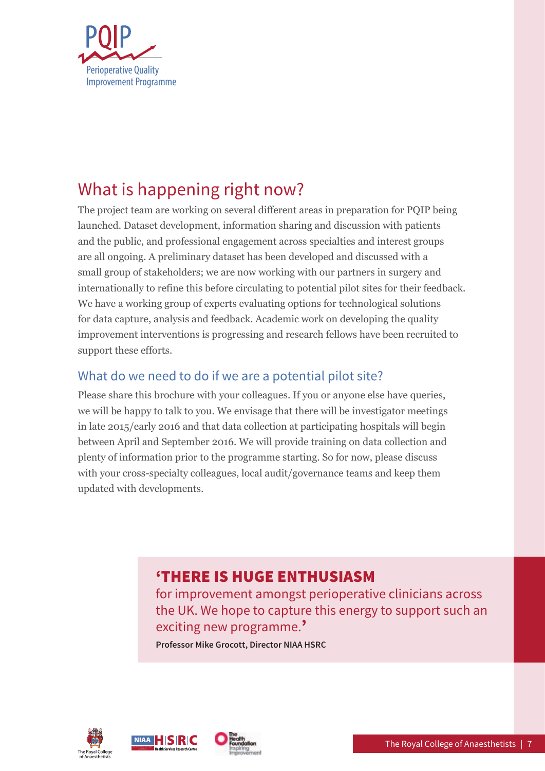## What is happening right now?

The project team are working on several different areas in preparation for PQIP being launched. Dataset development, information sharing and discussion with patients and the public, and professional engagement across specialties and interest groups are all ongoing. A preliminary dataset has been developed and discussed with a small group of stakeholders; we are now working with our partners in surgery and internationally to refine this before circulating to potential pilot sites for their feedback. We have a working group of experts evaluating options for technological solutions for data capture, analysis and feedback. Academic work on developing the quality improvement interventions is progressing and research fellows have been recruited to support these efforts.

### What do we need to do if we are a potential pilot site?

Please share this brochure with your colleagues. If you or anyone else have queries, we will be happy to talk to you. We envisage that there will be investigator meetings in late 2015/early 2016 and that data collection at participating hospitals will begin between April and September 2016. We will provide training on data collection and plenty of information prior to the programme starting. So for now, please discuss with your cross-specialty colleagues, local audit/governance teams and keep them updated with developments.

> **'THERE IS HUGE ENTHUSIASM** for improvement amongst perioperative clinicians across the UK. We hope to capture this energy to support such an exciting new programme.'
>
> **Professor Mike Grocott, Director NIAA HSRC**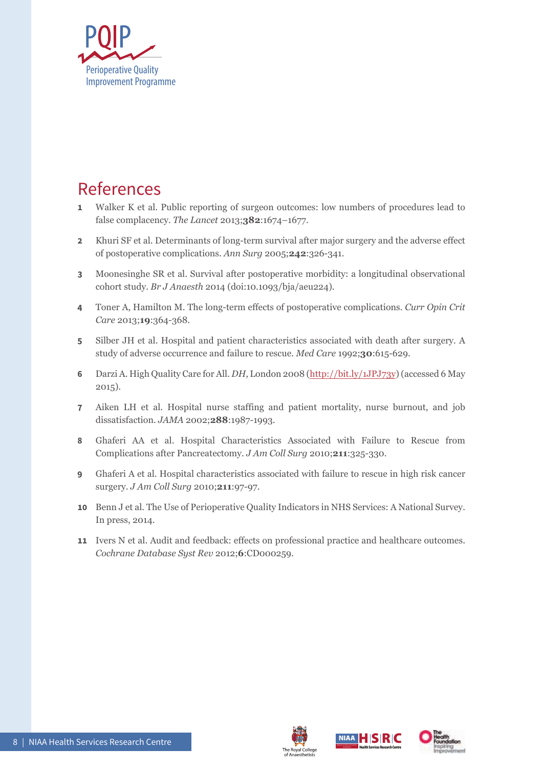## References

1. Walker K et al. Public reporting of surgeon outcomes: low numbers of procedures lead to false complacency. *The Lancet* 2013;**382**:1674–1677.
2. Khuri SF et al. Determinants of long-term survival after major surgery and the adverse effect of postoperative complications. *Ann Surg* 2005;**242**:326-341.
3. Moonesinghe SR et al. Survival after postoperative morbidity: a longitudinal observational cohort study. *Br J Anaesth* 2014 (doi:10.1093/bja/aeu224).
4. Toner A, Hamilton M. The long-term effects of postoperative complications. *Curr Opin Crit Care* 2013;**19**:364-368.
5. Silber JH et al. Hospital and patient characteristics associated with death after surgery. A study of adverse occurrence and failure to rescue. *Med Care* 1992;**30**:615-629.
6. Darzi A. High Quality Care for All. *DH*, London 2008 (http://bit.ly/1JPJ73y) (accessed 6 May 2015).
7. Aiken LH et al. Hospital nurse staffing and patient mortality, nurse burnout, and job dissatisfaction. *JAMA* 2002;**288**:1987-1993.
8. Ghaferi AA et al. Hospital Characteristics Associated with Failure to Rescue from Complications after Pancreatectomy. *J Am Coll Surg* 2010;**211**:325-330.
9. Ghaferi A et al. Hospital characteristics associated with failure to rescue in high risk cancer surgery. *J Am Coll Surg* 2010;**211**:97-97.
10. Benn J et al. The Use of Perioperative Quality Indicators in NHS Services: A National Survey. In press, 2014.
11. Ivers N et al. Audit and feedback: effects on professional practice and healthcare outcomes. *Cochrane Database Syst Rev* 2012;**6**:CD000259.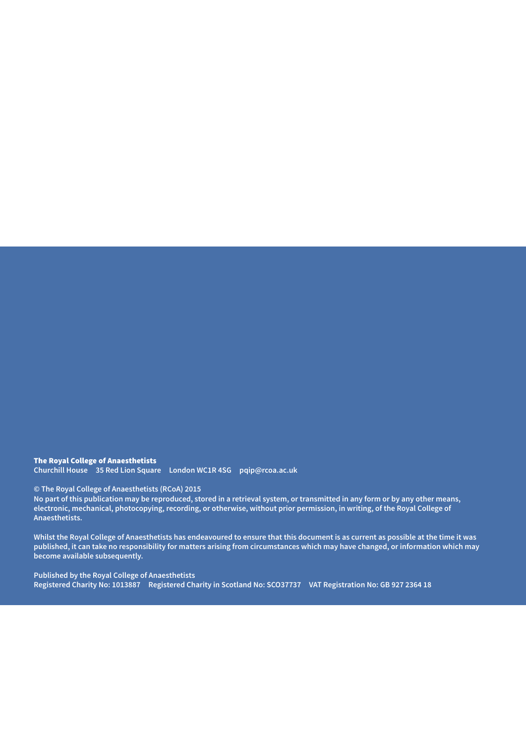**The Royal College of Anaesthetists**
Churchill House 35 Red Lion Square London WC1R 4SG pqip@rcoa.ac.uk

© The Royal College of Anaesthetists (RCoA) 2015
No part of this publication may be reproduced, stored in a retrieval system, or transmitted in any form or by any other means, electronic, mechanical, photocopying, recording, or otherwise, without prior permission, in writing, of the Royal College of Anaesthetists.

Whilst the Royal College of Anaesthetists has endeavoured to ensure that this document is as current as possible at the time it was published, it can take no responsibility for matters arising from circumstances which may have changed, or information which may become available subsequently.

Published by the Royal College of Anaesthetists
Registered Charity No: 1013887 Registered Charity in Scotland No: SCO37737 VAT Registration No: GB 927 2364 18